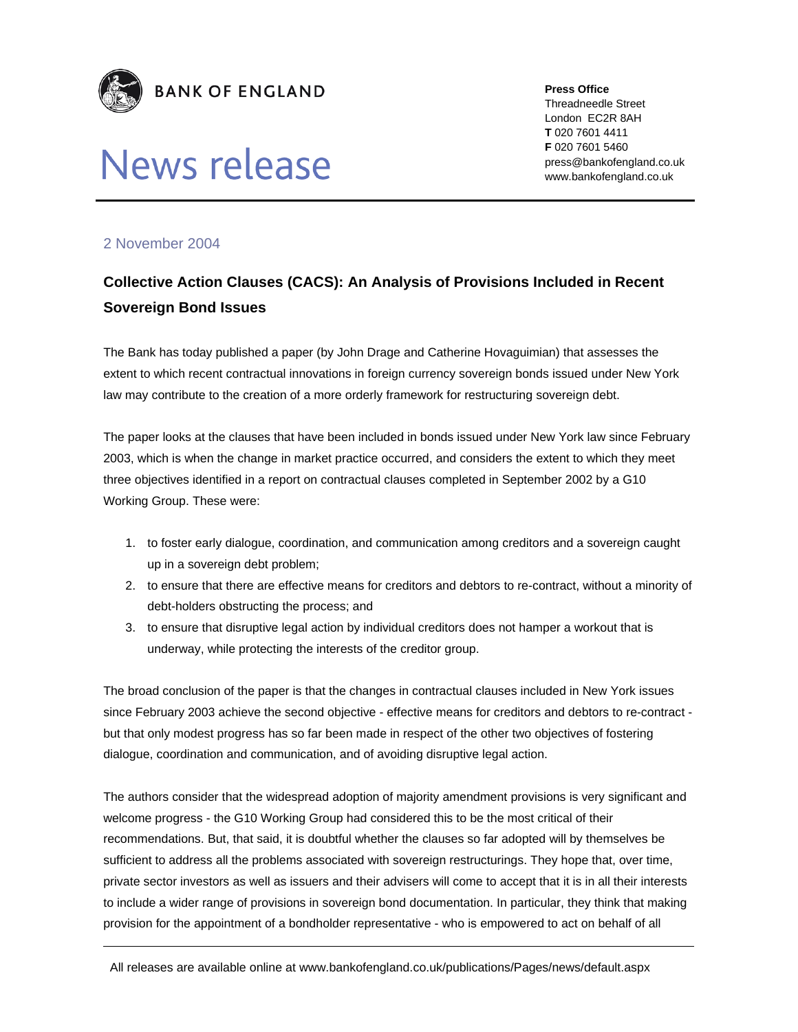**BANK OF ENGLAND**

# News release

**Press Office**
Threadneedle Street
London EC2R 8AH
**T** 020 7601 4411
**F** 020 7601 5460
press@bankofengland.co.uk
www.bankofengland.co.uk

2 November 2004

## Collective Action Clauses (CACS): An Analysis of Provisions Included in Recent Sovereign Bond Issues

The Bank has today published a paper (by John Drage and Catherine Hovaguimian) that assesses the extent to which recent contractual innovations in foreign currency sovereign bonds issued under New York law may contribute to the creation of a more orderly framework for restructuring sovereign debt.

The paper looks at the clauses that have been included in bonds issued under New York law since February 2003, which is when the change in market practice occurred, and considers the extent to which they meet three objectives identified in a report on contractual clauses completed in September 2002 by a G10 Working Group. These were:

1. to foster early dialogue, coordination, and communication among creditors and a sovereign caught up in a sovereign debt problem;
2. to ensure that there are effective means for creditors and debtors to re-contract, without a minority of debt-holders obstructing the process; and
3. to ensure that disruptive legal action by individual creditors does not hamper a workout that is underway, while protecting the interests of the creditor group.

The broad conclusion of the paper is that the changes in contractual clauses included in New York issues since February 2003 achieve the second objective - effective means for creditors and debtors to re-contract - but that only modest progress has so far been made in respect of the other two objectives of fostering dialogue, coordination and communication, and of avoiding disruptive legal action.

The authors consider that the widespread adoption of majority amendment provisions is very significant and welcome progress - the G10 Working Group had considered this to be the most critical of their recommendations. But, that said, it is doubtful whether the clauses so far adopted will by themselves be sufficient to address all the problems associated with sovereign restructurings. They hope that, over time, private sector investors as well as issuers and their advisers will come to accept that it is in all their interests to include a wider range of provisions in sovereign bond documentation. In particular, they think that making provision for the appointment of a bondholder representative - who is empowered to act on behalf of all

All releases are available online at www.bankofengland.co.uk/publications/Pages/news/default.aspx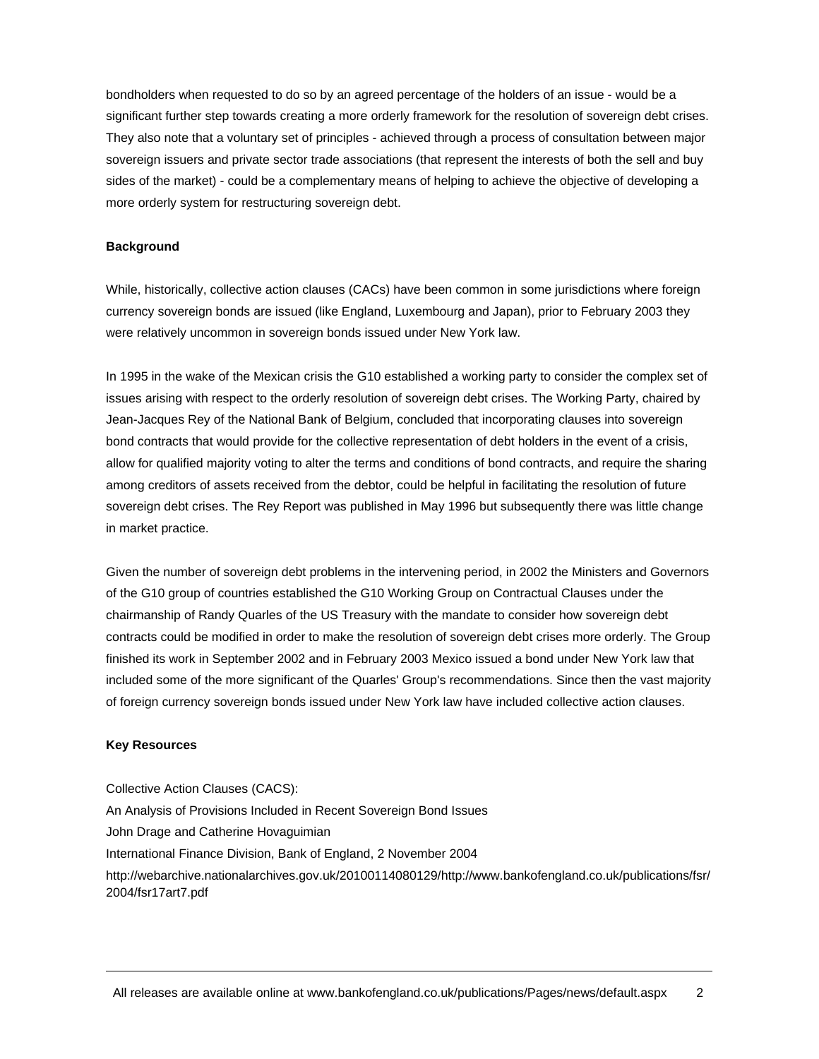bondholders when requested to do so by an agreed percentage of the holders of an issue - would be a significant further step towards creating a more orderly framework for the resolution of sovereign debt crises. They also note that a voluntary set of principles - achieved through a process of consultation between major sovereign issuers and private sector trade associations (that represent the interests of both the sell and buy sides of the market) - could be a complementary means of helping to achieve the objective of developing a more orderly system for restructuring sovereign debt.

**Background**

While, historically, collective action clauses (CACs) have been common in some jurisdictions where foreign currency sovereign bonds are issued (like England, Luxembourg and Japan), prior to February 2003 they were relatively uncommon in sovereign bonds issued under New York law.

In 1995 in the wake of the Mexican crisis the G10 established a working party to consider the complex set of issues arising with respect to the orderly resolution of sovereign debt crises. The Working Party, chaired by Jean-Jacques Rey of the National Bank of Belgium, concluded that incorporating clauses into sovereign bond contracts that would provide for the collective representation of debt holders in the event of a crisis, allow for qualified majority voting to alter the terms and conditions of bond contracts, and require the sharing among creditors of assets received from the debtor, could be helpful in facilitating the resolution of future sovereign debt crises. The Rey Report was published in May 1996 but subsequently there was little change in market practice.

Given the number of sovereign debt problems in the intervening period, in 2002 the Ministers and Governors of the G10 group of countries established the G10 Working Group on Contractual Clauses under the chairmanship of Randy Quarles of the US Treasury with the mandate to consider how sovereign debt contracts could be modified in order to make the resolution of sovereign debt crises more orderly. The Group finished its work in September 2002 and in February 2003 Mexico issued a bond under New York law that included some of the more significant of the Quarles' Group's recommendations. Since then the vast majority of foreign currency sovereign bonds issued under New York law have included collective action clauses.

**Key Resources**

Collective Action Clauses (CACS):
An Analysis of Provisions Included in Recent Sovereign Bond Issues
John Drage and Catherine Hovaguimian
International Finance Division, Bank of England, 2 November 2004
http://webarchive.nationalarchives.gov.uk/20100114080129/http://www.bankofengland.co.uk/publications/fsr/2004/fsr17art7.pdf